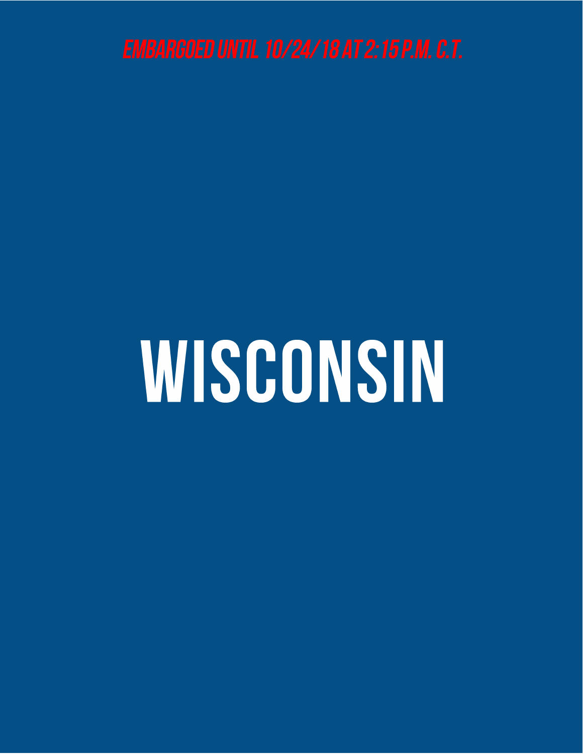*EMBARGOED UNTIL 10/24/18 AT 2:15 P.M. C.T.*

# WISCONSIN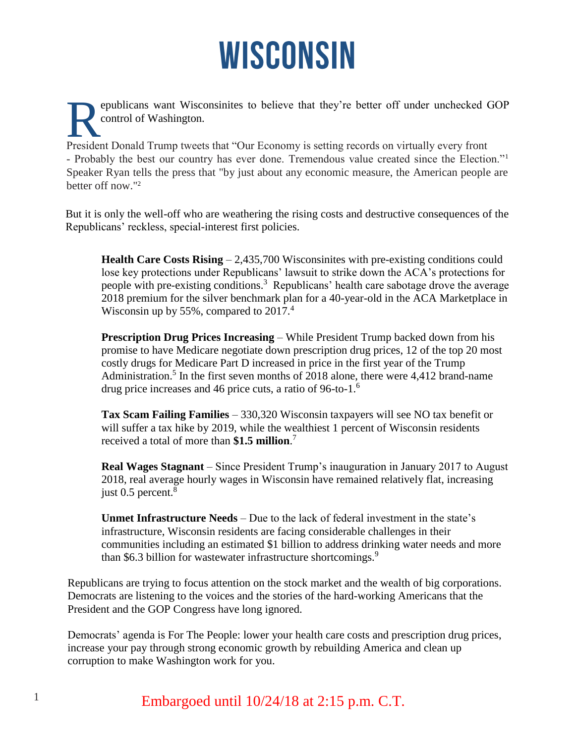# WISCONSIN

Republicans want Wisconsinites to believe that they're better off under unchecked GOP control of Washington.

President Donald Trump tweets that "Our Economy is setting records on virtually every front - Probably the best our country has ever done. Tremendous value created since the Election."[1] Speaker Ryan tells the press that "by just about any economic measure, the American people are better off now."[2]

But it is only the well-off who are weathering the rising costs and destructive consequences of the Republicans' reckless, special-interest first policies.

**Health Care Costs Rising** – 2,435,700 Wisconsinites with pre-existing conditions could lose key protections under Republicans' lawsuit to strike down the ACA's protections for people with pre-existing conditions.[3] Republicans' health care sabotage drove the average 2018 premium for the silver benchmark plan for a 40-year-old in the ACA Marketplace in Wisconsin up by 55%, compared to 2017.[4]

**Prescription Drug Prices Increasing** – While President Trump backed down from his promise to have Medicare negotiate down prescription drug prices, 12 of the top 20 most costly drugs for Medicare Part D increased in price in the first year of the Trump Administration.[5] In the first seven months of 2018 alone, there were 4,412 brand-name drug price increases and 46 price cuts, a ratio of 96-to-1.[6]

**Tax Scam Failing Families** – 330,320 Wisconsin taxpayers will see NO tax benefit or will suffer a tax hike by 2019, while the wealthiest 1 percent of Wisconsin residents received a total of more than **$1.5 million**.[7]

**Real Wages Stagnant** – Since President Trump's inauguration in January 2017 to August 2018, real average hourly wages in Wisconsin have remained relatively flat, increasing just 0.5 percent.[8]

**Unmet Infrastructure Needs** – Due to the lack of federal investment in the state's infrastructure, Wisconsin residents are facing considerable challenges in their communities including an estimated $1 billion to address drinking water needs and more than $6.3 billion for wastewater infrastructure shortcomings.[9]

Republicans are trying to focus attention on the stock market and the wealth of big corporations. Democrats are listening to the voices and the stories of the hard-working Americans that the President and the GOP Congress have long ignored.

Democrats' agenda is For The People: lower your health care costs and prescription drug prices, increase your pay through strong economic growth by rebuilding America and clean up corruption to make Washington work for you.

Embargoed until 10/24/18 at 2:15 p.m. C.T.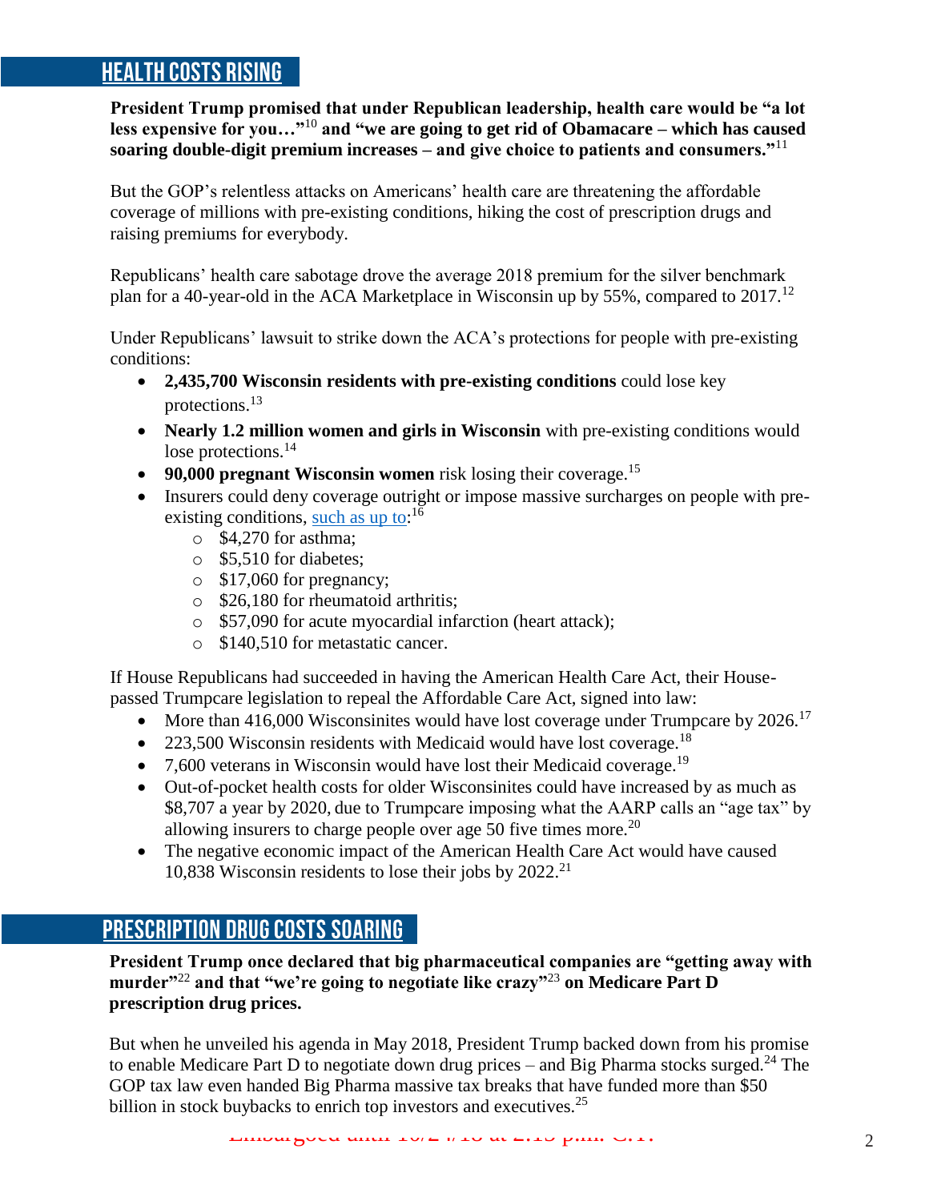## HEALTH COSTS RISING

**President Trump promised that under Republican leadership, health care would be "a lot less expensive for you…"[10] and "we are going to get rid of Obamacare – which has caused soaring double-digit premium increases – and give choice to patients and consumers."[11]**

But the GOP's relentless attacks on Americans' health care are threatening the affordable coverage of millions with pre-existing conditions, hiking the cost of prescription drugs and raising premiums for everybody.

Republicans' health care sabotage drove the average 2018 premium for the silver benchmark plan for a 40-year-old in the ACA Marketplace in Wisconsin up by 55%, compared to 2017.[12]

Under Republicans' lawsuit to strike down the ACA's protections for people with pre-existing conditions:

- **2,435,700 Wisconsin residents with pre-existing conditions** could lose key protections.[13]
- **Nearly 1.2 million women and girls in Wisconsin** with pre-existing conditions would lose protections.[14]
- **90,000 pregnant Wisconsin women** risk losing their coverage.[15]
- Insurers could deny coverage outright or impose massive surcharges on people with pre-existing conditions, such as up to:[16]
    - $4,270 for asthma;
    - $5,510 for diabetes;
    - $17,060 for pregnancy;
    - $26,180 for rheumatoid arthritis;
    - $57,090 for acute myocardial infarction (heart attack);
    - $140,510 for metastatic cancer.

If House Republicans had succeeded in having the American Health Care Act, their House-passed Trumpcare legislation to repeal the Affordable Care Act, signed into law:

- More than 416,000 Wisconsinites would have lost coverage under Trumpcare by 2026.[17]
- 223,500 Wisconsin residents with Medicaid would have lost coverage.[18]
- 7,600 veterans in Wisconsin would have lost their Medicaid coverage.[19]
- Out-of-pocket health costs for older Wisconsinites could have increased by as much as $8,707 a year by 2020, due to Trumpcare imposing what the AARP calls an "age tax" by allowing insurers to charge people over age 50 five times more.[20]
- The negative economic impact of the American Health Care Act would have caused 10,838 Wisconsin residents to lose their jobs by 2022.[21]

## PRESCRIPTION DRUG COSTS SOARING

**President Trump once declared that big pharmaceutical companies are "getting away with murder"[22] and that "we're going to negotiate like crazy"[23] on Medicare Part D prescription drug prices.**

But when he unveiled his agenda in May 2018, President Trump backed down from his promise to enable Medicare Part D to negotiate down drug prices – and Big Pharma stocks surged.[24] The GOP tax law even handed Big Pharma massive tax breaks that have funded more than $50 billion in stock buybacks to enrich top investors and executives.[25]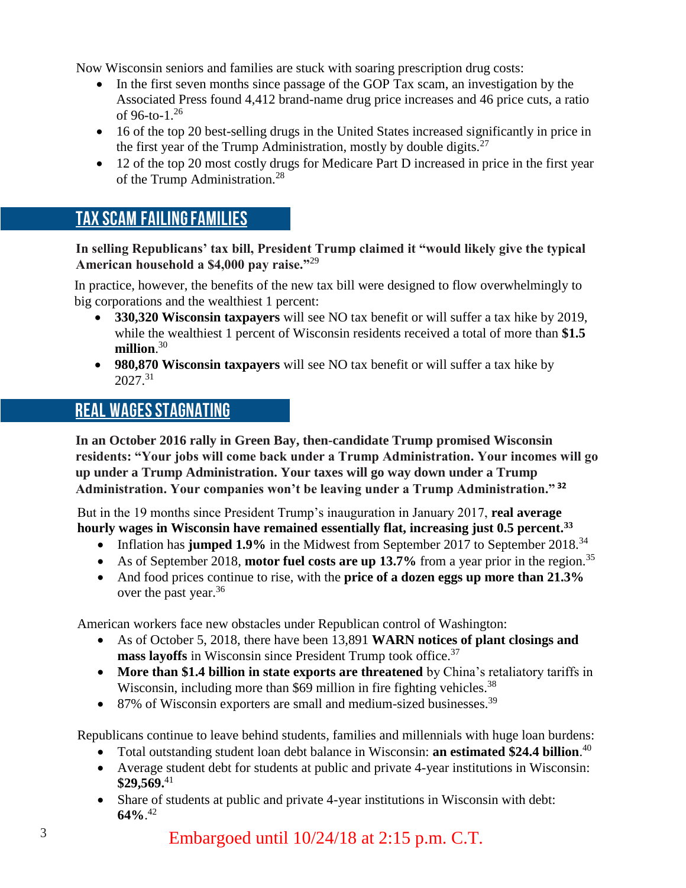Now Wisconsin seniors and families are stuck with soaring prescription drug costs:

- In the first seven months since passage of the GOP Tax scam, an investigation by the Associated Press found 4,412 brand-name drug price increases and 46 price cuts, a ratio of 96-to-1.[26]
- 16 of the top 20 best-selling drugs in the United States increased significantly in price in the first year of the Trump Administration, mostly by double digits.[27]
- 12 of the top 20 most costly drugs for Medicare Part D increased in price in the first year of the Trump Administration.[28]

## TAX SCAM FAILING FAMILIES

**In selling Republicans' tax bill, President Trump claimed it "would likely give the typical American household a $4,000 pay raise."**[29]

In practice, however, the benefits of the new tax bill were designed to flow overwhelmingly to big corporations and the wealthiest 1 percent:

- **330,320 Wisconsin taxpayers** will see NO tax benefit or will suffer a tax hike by 2019, while the wealthiest 1 percent of Wisconsin residents received a total of more than **$1.5 million**.[30]
- **980,870 Wisconsin taxpayers** will see NO tax benefit or will suffer a tax hike by 2027.[31]

## REAL WAGES STAGNATING

**In an October 2016 rally in Green Bay, then-candidate Trump promised Wisconsin residents: "Your jobs will come back under a Trump Administration. Your incomes will go up under a Trump Administration. Your taxes will go way down under a Trump Administration. Your companies won't be leaving under a Trump Administration."** [32]

But in the 19 months since President Trump's inauguration in January 2017, **real average hourly wages in Wisconsin have remained essentially flat, increasing just 0.5 percent.**[33]

- Inflation has **jumped 1.9%** in the Midwest from September 2017 to September 2018.[34]
- As of September 2018, **motor fuel costs are up 13.7%** from a year prior in the region.[35]
- And food prices continue to rise, with the **price of a dozen eggs up more than 21.3%** over the past year.[36]

American workers face new obstacles under Republican control of Washington:

- As of October 5, 2018, there have been 13,891 **WARN notices of plant closings and mass layoffs** in Wisconsin since President Trump took office.[37]
- **More than $1.4 billion in state exports are threatened** by China's retaliatory tariffs in Wisconsin, including more than $69 million in fire fighting vehicles.[38]
- 87% of Wisconsin exporters are small and medium-sized businesses.[39]

Republicans continue to leave behind students, families and millennials with huge loan burdens:

- Total outstanding student loan debt balance in Wisconsin: **an estimated $24.4 billion**.[40]
- Average student debt for students at public and private 4-year institutions in Wisconsin: **$29,569.**[41]
- Share of students at public and private 4-year institutions in Wisconsin with debt: **64%**.[42]

Embargoed until 10/24/18 at 2:15 p.m. C.T.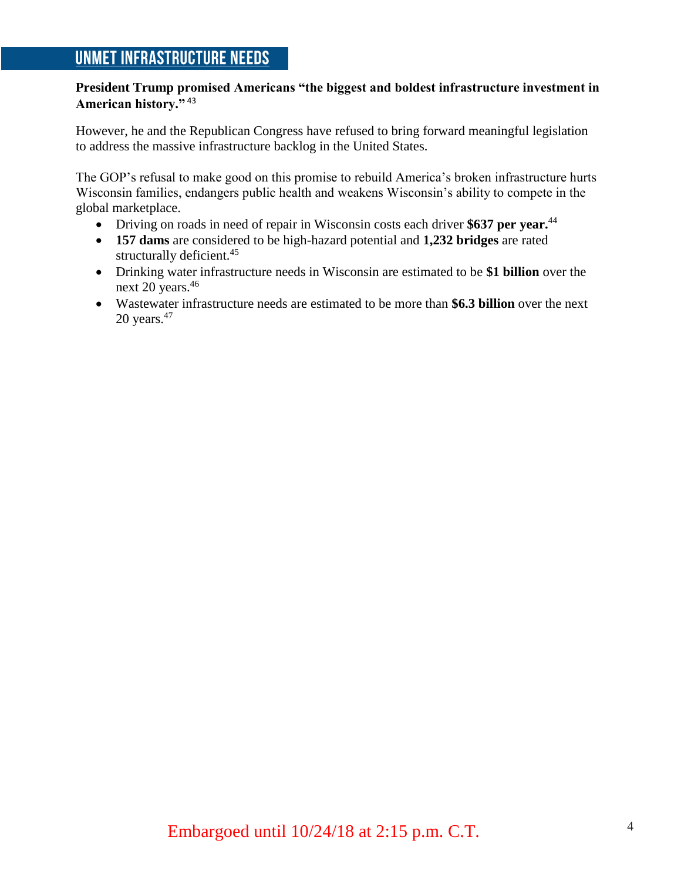## UNMET INFRASTRUCTURE NEEDS

**President Trump promised Americans "the biggest and boldest infrastructure investment in American history."** [43]

However, he and the Republican Congress have refused to bring forward meaningful legislation to address the massive infrastructure backlog in the United States.

The GOP's refusal to make good on this promise to rebuild America's broken infrastructure hurts Wisconsin families, endangers public health and weakens Wisconsin's ability to compete in the global marketplace.

- Driving on roads in need of repair in Wisconsin costs each driver **$637 per year.**[44]
- **157 dams** are considered to be high-hazard potential and **1,232 bridges** are rated structurally deficient.[45]
- Drinking water infrastructure needs in Wisconsin are estimated to be **$1 billion** over the next 20 years.[46]
- Wastewater infrastructure needs are estimated to be more than **$6.3 billion** over the next 20 years.[47]

Embargoed until 10/24/18 at 2:15 p.m. C.T.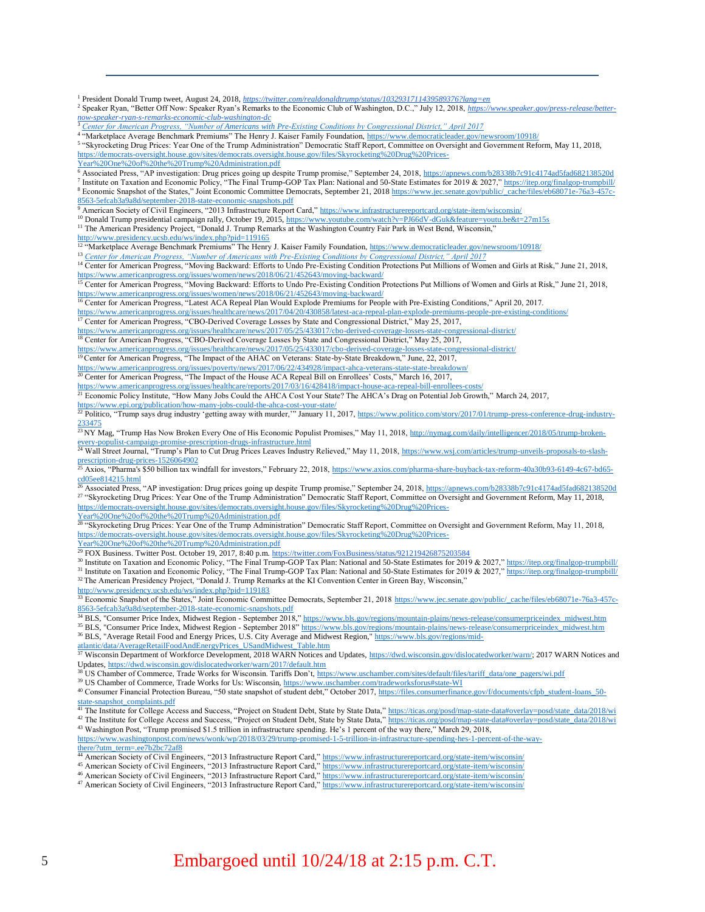[1] President Donald Trump tweet, August 24, 2018, *https://twitter.com/realdonaldtrump/status/1032931711439589376?lang=en*

[2] Speaker Ryan, "Better Off Now: Speaker Ryan's Remarks to the Economic Club of Washington, D.C.," July 12, 2018, *https://www.speaker.gov/press-release/better-now-speaker-ryan-s-remarks-economic-club-washington-dc*

[3] *Center for American Progress, "Number of Americans with Pre-Existing Conditions by Congressional District," April 2017*

[4] "Marketplace Average Benchmark Premiums" The Henry J. Kaiser Family Foundation, https://www.democraticleader.gov/newsroom/10918/

[5] "Skyrocketing Drug Prices: Year One of the Trump Administration" Democratic Staff Report, Committee on Oversight and Government Reform, May 11, 2018, https://democrats-oversight.house.gov/sites/democrats.oversight.house.gov/files/Skyrocketing%20Drug%20Prices-Year%20One%20of%20the%20Trump%20Administration.pdf

[6] Associated Press, "AP investigation: Drug prices going up despite Trump promise," September 24, 2018, https://apnews.com/b28338b7c91c4174ad5fad682138520d

[7] Institute on Taxation and Economic Policy, "The Final Trump-GOP Tax Plan: National and 50-State Estimates for 2019 & 2027," https://itep.org/finalgop-trumpbill/

[8] Economic Snapshot of the States," Joint Economic Committee Democrats, September 21, 2018 https://www.jec.senate.gov/public/_cache/files/eb68071e-76a3-457c-8563-5efcab3a9a8d/september-2018-state-economic-snapshots.pdf

[9] American Society of Civil Engineers, "2013 Infrastructure Report Card," https://www.infrastructurereportcard.org/state-item/wisconsin/

[10] Donald Trump presidential campaign rally, October 19, 2015, https://www.youtube.com/watch?v=PJ66dV-dGuk&feature=youtu.be&t=27m15s

[11] The American Presidency Project, "Donald J. Trump Remarks at the Washington Country Fair Park in West Bend, Wisconsin," http://www.presidency.ucsb.edu/ws/index.php?pid=119165

[12] "Marketplace Average Benchmark Premiums" The Henry J. Kaiser Family Foundation, https://www.democraticleader.gov/newsroom/10918/

[13] *Center for American Progress, "Number of Americans with Pre-Existing Conditions by Congressional District," April 2017*

[14] Center for American Progress, "Moving Backward: Efforts to Undo Pre-Existing Condition Protections Put Millions of Women and Girls at Risk," June 21, 2018, https://www.americanprogress.org/issues/women/news/2018/06/21/452643/moving-backward/

[15] Center for American Progress, "Moving Backward: Efforts to Undo Pre-Existing Condition Protections Put Millions of Women and Girls at Risk," June 21, 2018, https://www.americanprogress.org/issues/women/news/2018/06/21/452643/moving-backward/

[16] Center for American Progress, "Latest ACA Repeal Plan Would Explode Premiums for People with Pre-Existing Conditions," April 20, 2017. https://www.americanprogress.org/issues/healthcare/news/2017/04/20/430858/latest-aca-repeal-plan-explode-premiums-people-pre-existing-conditions/

[17] Center for American Progress, "CBO-Derived Coverage Losses by State and Congressional District," May 25, 2017, https://www.americanprogress.org/issues/healthcare/news/2017/05/25/433017/cbo-derived-coverage-losses-state-congressional-district/

[18] Center for American Progress, "CBO-Derived Coverage Losses by State and Congressional District," May 25, 2017, https://www.americanprogress.org/issues/healthcare/news/2017/05/25/433017/cbo-derived-coverage-losses-state-congressional-district/

[19] Center for American Progress, "The Impact of the AHAC on Veterans: State-by-State Breakdown," June, 22, 2017, https://www.americanprogress.org/issues/poverty/news/2017/06/22/434928/impact-ahca-veterans-state-state-breakdown/

[20] Center for American Progress, "The Impact of the House ACA Repeal Bill on Enrollees' Costs," March 16, 2017, https://www.americanprogress.org/issues/healthcare/reports/2017/03/16/428418/impact-house-aca-repeal-bill-enrollees-costs/

[21] Economic Policy Institute, "How Many Jobs Could the AHCA Cost Your State? The AHCA's Drag on Potential Job Growth," March 24, 2017, https://www.epi.org/publication/how-many-jobs-could-the-ahca-cost-your-state/

[22] Politico, "Trump says drug industry 'getting away with murder,'" January 11, 2017, https://www.politico.com/story/2017/01/trump-press-conference-drug-industry-233475

[23] NY Mag, "Trump Has Now Broken Every One of His Economic Populist Promises," May 11, 2018, http://nymag.com/daily/intelligencer/2018/05/trump-broken-every-populist-campaign-promise-prescription-drugs-infrastructure.html

[24] Wall Street Journal, "Trump's Plan to Cut Drug Prices Leaves Industry Relieved," May 11, 2018, https://www.wsj.com/articles/trump-unveils-proposals-to-slash-prescription-drug-prices-1526064902

[25] Axios, "Pharma's $50 billion tax windfall for investors," February 22, 2018, https://www.axios.com/pharma-share-buyback-tax-reform-40a30b93-6149-4c67-bd65-cd05ee814215.html

[26] Associated Press, "AP investigation: Drug prices going up despite Trump promise," September 24, 2018, https://apnews.com/b28338b7c91c4174ad5fad682138520d

[27] "Skyrocketing Drug Prices: Year One of the Trump Administration" Democratic Staff Report, Committee on Oversight and Government Reform, May 11, 2018, https://democrats-oversight.house.gov/sites/democrats.oversight.house.gov/files/Skyrocketing%20Drug%20Prices-Year%20One%20of%20the%20Trump%20Administration.pdf

[28] "Skyrocketing Drug Prices: Year One of the Trump Administration" Democratic Staff Report, Committee on Oversight and Government Reform, May 11, 2018, https://democrats-oversight.house.gov/sites/democrats.oversight.house.gov/files/Skyrocketing%20Drug%20Prices-Year%20One%20of%20the%20Trump%20Administration.pdf

[29] FOX Business. Twitter Post. October 19, 2017, 8:40 p.m. https://twitter.com/FoxBusiness/status/921219426875203584

[30] Institute on Taxation and Economic Policy, "The Final Trump-GOP Tax Plan: National and 50-State Estimates for 2019 & 2027," https://itep.org/finalgop-trumpbill/

[31] Institute on Taxation and Economic Policy, "The Final Trump-GOP Tax Plan: National and 50-State Estimates for 2019 & 2027," https://itep.org/finalgop-trumpbill/

[32] The American Presidency Project, "Donald J. Trump Remarks at the KI Convention Center in Green Bay, Wisconsin," http://www.presidency.ucsb.edu/ws/index.php?pid=119183

[33] Economic Snapshot of the States," Joint Economic Committee Democrats, September 21, 2018 https://www.jec.senate.gov/public/_cache/files/eb68071e-76a3-457c-8563-5efcab3a9a8d/september-2018-state-economic-snapshots.pdf

[34] BLS, "Consumer Price Index, Midwest Region - September 2018," https://www.bls.gov/regions/mountain-plains/news-release/consumerpriceindex_midwest.htm

[35] BLS, "Consumer Price Index, Midwest Region - September 2018" https://www.bls.gov/regions/mountain-plains/news-release/consumerpriceindex_midwest.htm

[36] BLS, "Average Retail Food and Energy Prices, U.S. City Average and Midwest Region," https://www.bls.gov/regions/mid-atlantic/data/AverageRetailFoodAndEnergyPrices_USandMidwest_Table.htm

[37] Wisconsin Department of Workforce Development, 2018 WARN Notices and Updates, https://dwd.wisconsin.gov/dislocatedworker/warn/; 2017 WARN Notices and Updates, https://dwd.wisconsin.gov/dislocatedworker/warn/2017/default.htm

[38] US Chamber of Commerce, Trade Works for Wisconsin. Tariffs Don't, https://www.uschamber.com/sites/default/files/tariff_data/one_pagers/wi.pdf

[39] US Chamber of Commerce, Trade Works for Us: Wisconsin, https://www.uschamber.com/tradeworksforus#state-WI

[40] Consumer Financial Protection Bureau, "50 state snapshot of student debt," October 2017, https://files.consumerfinance.gov/f/documents/cfpb_student-loans_50-state-snapshot_complaints.pdf

[41] The Institute for College Access and Success, "Project on Student Debt, State by State Data," https://ticas.org/posd/map-state-data#overlay=posd/state_data/2018/wi

[42] The Institute for College Access and Success, "Project on Student Debt, State by State Data," https://ticas.org/posd/map-state-data#overlay=posd/state_data/2018/wi

[43] Washington Post, "Trump promised $1.5 trillion in infrastructure spending. He's 1 percent of the way there," March 29, 2018, https://www.washingtonpost.com/news/wonk/wp/2018/03/29/trump-promised-1-5-trillion-in-infrastructure-spending-hes-1-percent-of-the-way-there/?utm_term=.ee7b2bc72af8

[44] American Society of Civil Engineers, "2013 Infrastructure Report Card," https://www.infrastructurereportcard.org/state-item/wisconsin/

[45] American Society of Civil Engineers, "2013 Infrastructure Report Card," https://www.infrastructurereportcard.org/state-item/wisconsin/

[46] American Society of Civil Engineers, "2013 Infrastructure Report Card," https://www.infrastructurereportcard.org/state-item/wisconsin/

[47] American Society of Civil Engineers, "2013 Infrastructure Report Card," https://www.infrastructurereportcard.org/state-item/wisconsin/

Embargoed until 10/24/18 at 2:15 p.m. C.T.